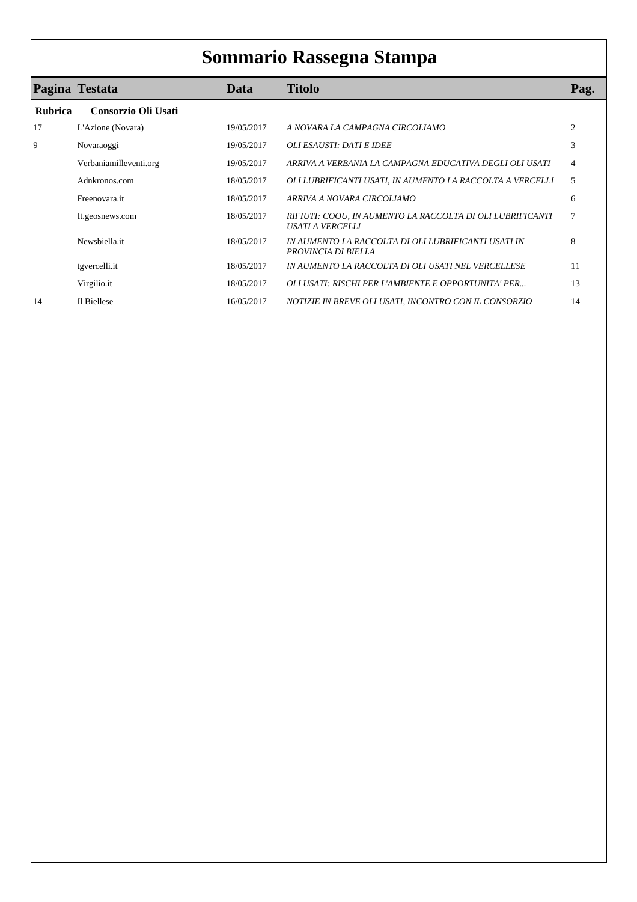# Sommario Rassegna Stampa

| Pagina | Testata | Data | Titolo | Pag. |
|---|---|---|---|---|
| **Rubrica** | **Consorzio Oli Usati** | | | |
| 17 | L'Azione (Novara) | 19/05/2017 | *A NOVARA LA CAMPAGNA CIRCOLIAMO* | 2 |
| 9 | Novaraoggi | 19/05/2017 | *OLI ESAUSTI: DATI E IDEE* | 3 |
| | Verbaniamilleventi.org | 19/05/2017 | *ARRIVA A VERBANIA LA CAMPAGNA EDUCATIVA DEGLI OLI USATI* | 4 |
| | Adnkronos.com | 18/05/2017 | *OLI LUBRIFICANTI USATI, IN AUMENTO LA RACCOLTA A VERCELLI* | 5 |
| | Freenovara.it | 18/05/2017 | *ARRIVA A NOVARA CIRCOLIAMO* | 6 |
| | It.geosnews.com | 18/05/2017 | *RIFIUTI: COOU, IN AUMENTO LA RACCOLTA DI OLI LUBRIFICANTI USATI A VERCELLI* | 7 |
| | Newsbiella.it | 18/05/2017 | *IN AUMENTO LA RACCOLTA DI OLI LUBRIFICANTI USATI IN PROVINCIA DI BIELLA* | 8 |
| | tgvercelli.it | 18/05/2017 | *IN AUMENTO LA RACCOLTA DI OLI USATI NEL VERCELLESE* | 11 |
| | Virgilio.it | 18/05/2017 | *OLI USATI: RISCHI PER L'AMBIENTE E OPPORTUNITA' PER...* | 13 |
| 14 | Il Biellese | 16/05/2017 | *NOTIZIE IN BREVE OLI USATI, INCONTRO CON IL CONSORZIO* | 14 |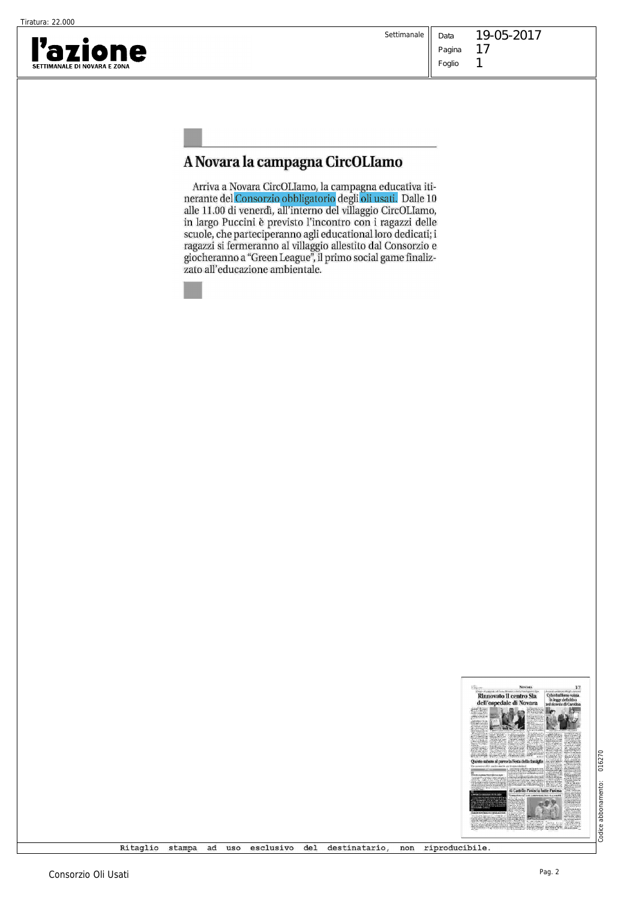# A Novara la campagna CircOLIamo

Arriva a Novara CircOLIamo, la campagna educativa itinerante del Consorzio obbligatorio degli oli usati. Dalle 10 alle 11.00 di venerdì, all'interno del villaggio CircOLIamo, in largo Puccini è previsto l'incontro con i ragazzi delle scuole, che parteciperanno agli educational loro dedicati; i ragazzi si fermeranno al villaggio allestito dal Consorzio e giocheranno a "Green League", il primo social game finalizzato all'educazione ambientale.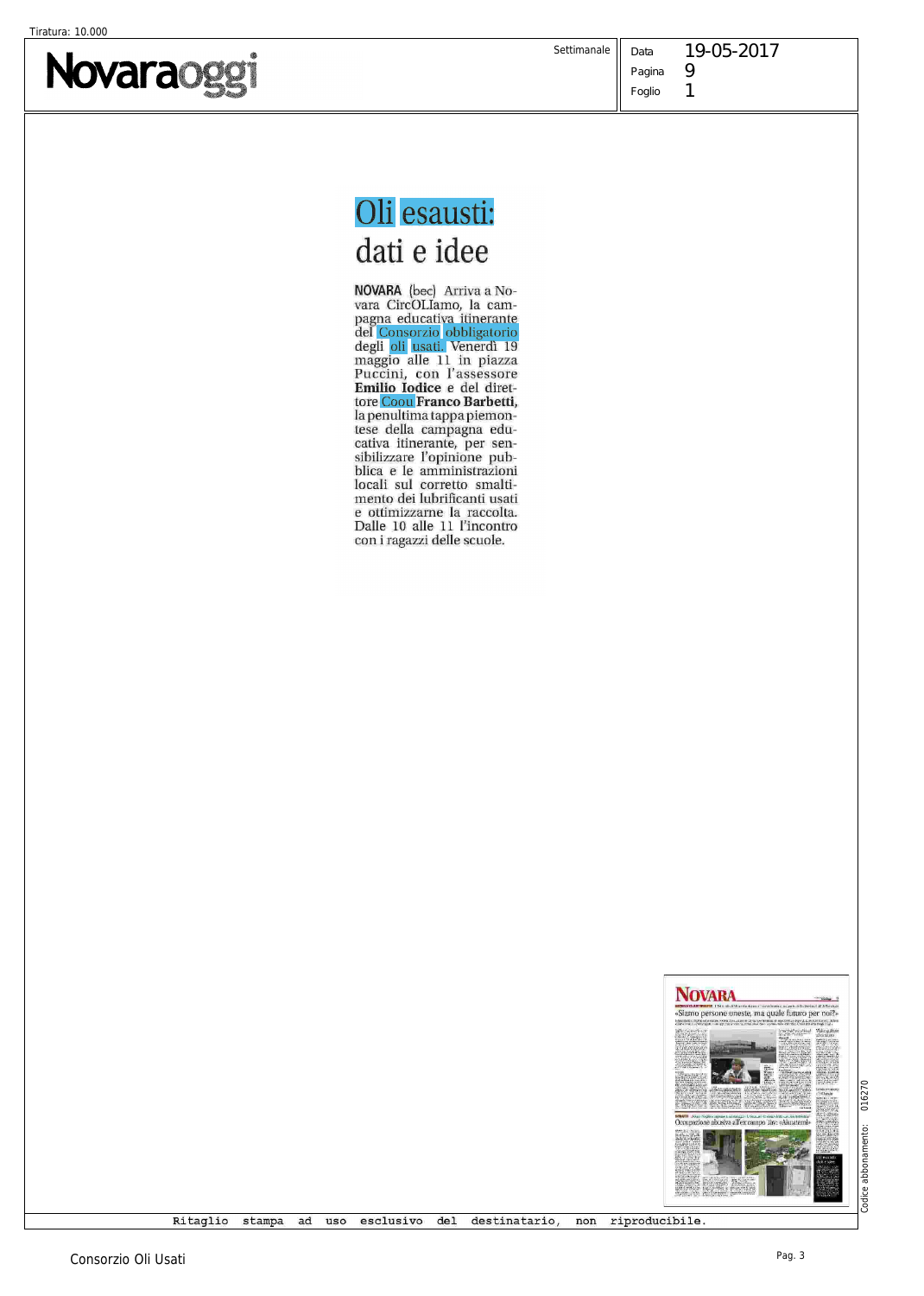# Oli esausti: dati e idee

**NOVARA** (bec) Arriva a Novara CircOLIamo, la campagna educativa itinerante del Consorzio obbligatorio degli oli usati. Venerdì 19 maggio alle 11 in piazza Puccini, con l'assessore **Emilio Iodice** e del direttore Coou **Franco Barbetti**, la penultima tappa piemontese della campagna educativa itinerante, per sensibilizzare l'opinione pubblica e le amministrazioni locali sul corretto smaltimento dei lubrificanti usati e ottimizzarne la raccolta. Dalle 10 alle 11 l'incontro con i ragazzi delle scuole.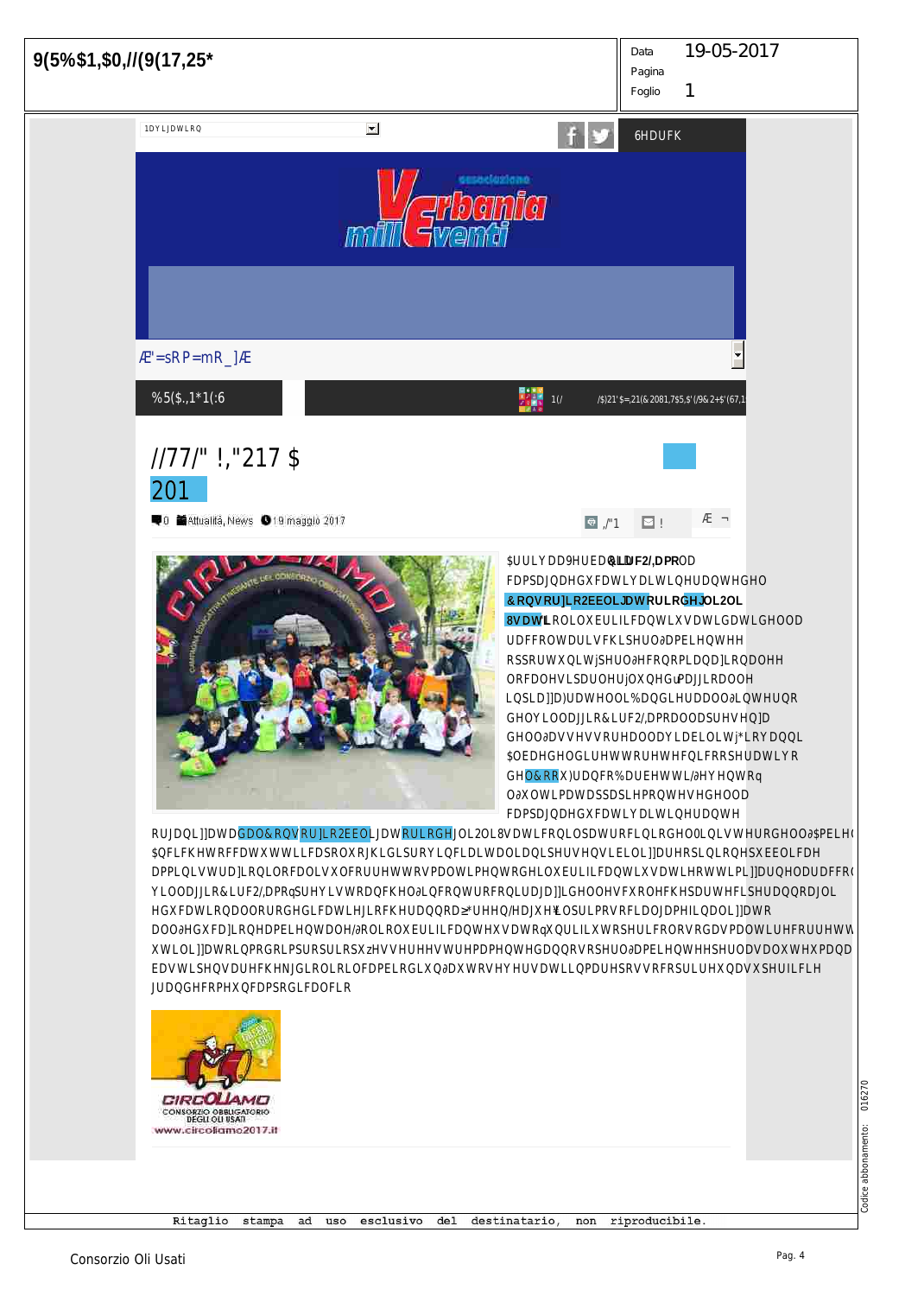9(5%$1,$0,//(9(17,25*

Data 19-05-2017
Pagina
Foglio 1

1DYLJDWLRQ

6HDUFK

Æ'=sRP=mR_]Æ

%5($.,1*1(:6

1(/ /$)21'$=,21(&2081,7$5,$'(/9(5%$12+$'(67,1

# //77/" !,"217 $ 201

0 Attualità, News 19 maggio 2017

,/"1 !

$UULYDD9HUEDQLD&LUFR2/,DPR
FDPSDJQDHGXFDWLYDLWLQHUDQWHGHO
&RQVRU]LR2EEOLJDWRULRGHJOL2OL
8VDWLLOFXLIRFXVVDUjLOFRUUHWWRUHFXSHUR
UDFFROWDULFLFORGHOORROLRPLQHUDOH
RSSRUWXQLWjSHUODVRVWHQLELOLWjDPELHQWDOH
ORFDOHVLDGXQSXQWRGLYLVWDDPELHQWDOH
LQSLD]]D)UDWHOOL%DQGLHUDDOOLQWHUQR
GHOYLOODJJLR&LUF2/,DPRDOODSUHVHQ]D
GHOODVVHVVRUHDOODYLDELOLWj*LRYDQQL
$OEDQHGHOGLUHWWRUHWHFQLFRGHOORVWR
GHO&RQVRU]LR2EEOLJDWRULRGHJOL2OL8VDWL
FDPSDJQDHGXFDWLYDLWLQHUDQWH
RUJDQL]]DWDGDO&RQVRU]LR2EEOLJDWRULRGHJOL2OL8VDWLFRQLOSDWURFLQLRGHO0LQLVWHURGHOO$PELHQWH
$QFLFKHWRFFDWXWWLLFDSROXRJKLGLSURYLQFLDLWDOLDQLSHUVHQVLELOL]]DUHLFLWWDGLQLHRSHUDWRULVXOFRUUHWWRVPDOWLPHQWRGHOOXEULILFDQWLXVDWRHWRLPSLD]]DUH
DPPLQLVWUD]LRQLORFDOLFDPSDJQDHWHDWULFRLQYROJHQWRLQGXVWULDHDVVRFLD]LRQLDPELHQWDOLVWHFRUUHFR
YLOODJJLR&LUF2/,DPRSUHVHQWDQRORSHUDWRUHGHOSXQWRGLUDFFROWDHXQLYHUVLWjSHUVDSHUHFRQRVFHUHXVDWHRSHUDWRUL
GHGXFDWLRQDOORURGHOODFDWHJRULDGHJOLROLLQFOXVLHGHLVXRLUHOHYDQWLUXROL
DOODGHGXFD]LRQHDEELHQWDOHLQFOXVLRQHXVDWRQHQIDWWLFRQVLGHUDWRXQUHILXWRSHULFRORVRGDPPDOWLUHFRUUHWWD
XWLOL]]DWRLOPRGRSLSURSULRSHUFKpRSHUVHPSUHDOLPHQWDUHODWXWWDFLUFRODWRULD
EDVWLSHQVDUHFKHFKDQJHOLRRLOGHVROLRPLQHUDOHSHUDVDWRHVHPSLRQHOODFDUURFHOOHULHGHODXWRPREL
JUDQGHFRPHXQFDPSRGLFDOFLR

CIRCOLIAMO
CONSORZIO OBBLIGATORIO DEGLI OLI USATI
www.circoliamo2017.it

Codice abbonamento: 016270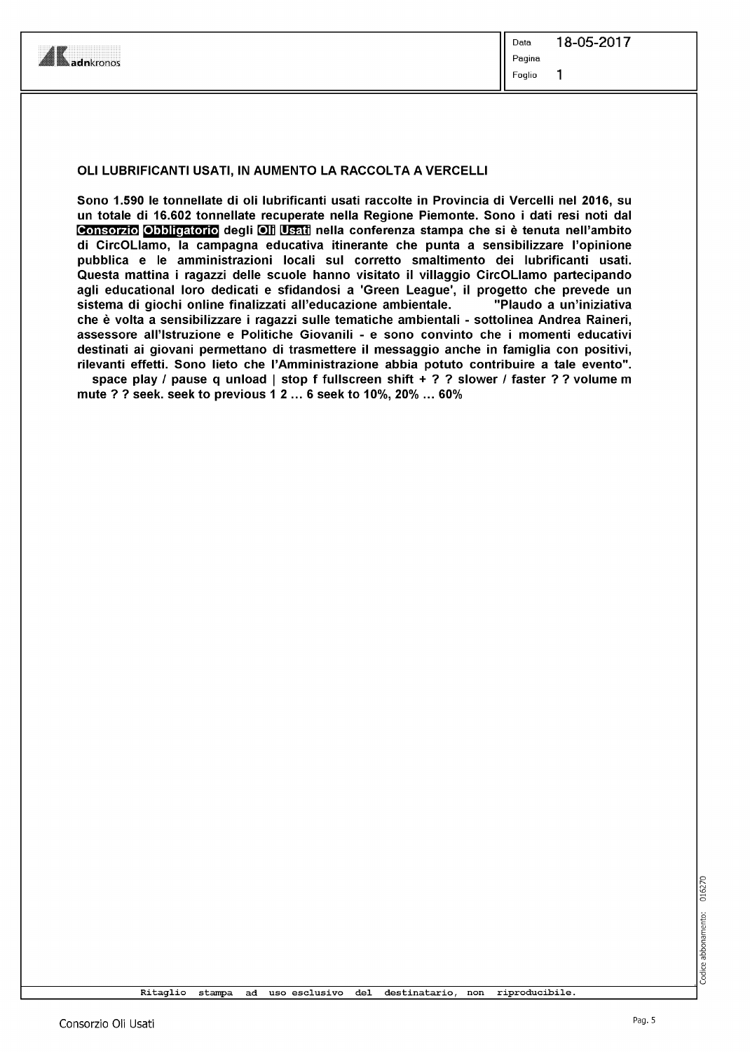## OLI LUBRIFICANTI USATI, IN AUMENTO LA RACCOLTA A VERCELLI

**Sono 1.590 le tonnellate di oli lubrificanti usati raccolte in Provincia di Vercelli nel 2016, su un totale di 16.602 tonnellate recuperate nella Regione Piemonte. Sono i dati resi noti dal Consorzio Obbligatorio degli Oli Usati nella conferenza stampa che si è tenuta nell'ambito di CircOLIamo, la campagna educativa itinerante che punta a sensibilizzare l'opinione pubblica e le amministrazioni locali sul corretto smaltimento dei lubrificanti usati. Questa mattina i ragazzi delle scuole hanno visitato il villaggio CircOLIamo partecipando agli educational loro dedicati e sfidandosi a 'Green League', il progetto che prevede un sistema di giochi online finalizzati all'educazione ambientale. "Plaudo a un'iniziativa che è volta a sensibilizzare i ragazzi sulle tematiche ambientali - sottolinea Andrea Raineri, assessore all'Istruzione e Politiche Giovanili - e sono convinto che i momenti educativi destinati ai giovani permettano di trasmettere il messaggio anche in famiglia con positivi, rilevanti effetti. Sono lieto che l'Amministrazione abbia potuto contribuire a tale evento". space play / pause q unload | stop f fullscreen shift + ? ? slower / faster ? ? volume m mute ? ? seek. seek to previous 1 2 … 6 seek to 10%, 20% … 60%**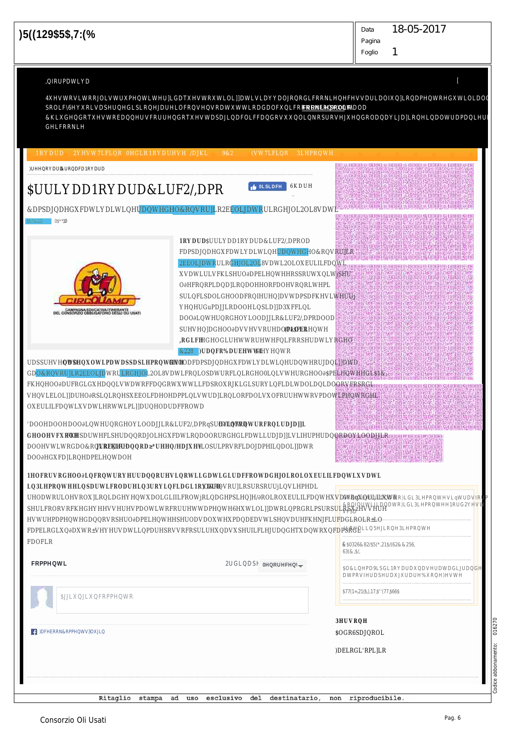# )5((129$5$,7:(%

| Data | 18-05-2017 |
| --- | --- |
| Pagina | |
| Foglio | 1 |

,QIRUPDWLYD [

4XHVWRVLWRRLOLVWUXPHQWLWHU]LGDTXHVWRXWLOL]]DWLDYYDOJRQRGLFRRNLHQHFHVVDULDOIXQ]LRQDPHQWRHGXWLOLDOOD
SROLF\6HYXRLVDSHUQHGLSLRQHJDUHLOFRQVHQVRDWXWWLRDGDOFXQLFRRNLHFRRNLHSROLF\ DOOD
&KLXGHQGRTXHVWREDQQHUVFRUUHQGRTXHVWDSDJLQDFOLFFDQGRVXXQOLQNRSURVHJXHQGRODQDYLJD]LRQHLQDOWUDPDQLHU
GHLFRRNLH

1RYDUD 2YHVW7LFLQR 0HGLR1RYDUHVH /DJKL 9&2 (VW7LFLQR 3LHPRQWH

)UHHQRYDUD!&URQDFD!1RYDUD

# $UULYD DD1RYDUD&LUF2/,DPR

0LSLDFH 6KDUH

&DPSDJQDHGXFDWLYDLWLQHUDQWHDQWHGHO&RQVRU]LR2EEOLJDWRULRGHJOL2OL8VDWL

$SUL 0$**,2

CAMPAGNA EDUCATIVA ITINERANTE DEL CONSORZIO OBBLIGATORIO DEGLI OLI USATI

**1RYDUD** $UULYD DD1RYDUD&LUF2/,DPRODFDPSDJQDHGXFDWLYDLWLQHUDQWHGHO&RQVRU]LR2EEOLJDWRULRGHJOL2OL8VDWL2OLHULELILFDQWL XVDWLULVFKLSHUO¶DPELHQWHHRSSRUWXQLWjSHU O¶HFRQRPLDQD]LRQDOHHORFDOHVRQRLWHPL SULQFLSDOLGHOODFDPSDJQDFKHVLWHUUj YHQHUGuPDJJLRDOOHLQSLD]]D3XFFLQL DOO¶LQWHUQRGHOYLOODJJLR&LUF2/,DPRDOOD SUHVHQ]DGHOO¶DVVHVVRUHDOO¶**$PELHQWH ,RGLFH** HGHOGLUHWWRUHWHFQLFRRSHUDWLYRGHO **&228 )UDQFR%DUEHWWL** HYHQWR

DSSUHVHQWDWRGLVHQVLELOL]]D]LRQHHGXFD]LRQHDPELHQWDOHFKHDULWURYDUHFRQVWUXLUHODFDPSDJQDHGXFDWLYDLWLQHUDQWHGHO&RQVRU]LR2EEOLJDWRULRGHJOL2OL8VDWLFRQLOSDWURFLQLRGHO0LQLVWHURGHOO¶$PELHQWHGHO$1&,FKHQHOO¶DUFRGLXQDQQRVLDWWUDYHUVHUjWXWWDO¶,WDOLDWRFFDQGRWXWWLLFDSROXRJKLGLSURYLQFLDLWDOLDQLDOOR VFRSRGLVHQVLELOL]]DUHO¶RSLQLRQHSXEEOLFDHOHDPPLQLVWUD]LRQLORFDOLVXOFRUUHWWRVPDOWLPHQWRGHJOLROLLOXEULILFDQWLXVDWLHRWWLPL]]DUHODUDFFROWD

'DOOHDOOHDOO¶LQWHUQRGHOYLOODJJLR&LUF2/,DPRqSUHYLVWRLOFRQWUROORJUDWXLWRGHOOHVFKRGHHSDUWHFLSHDQQRDJLRUQDWHGXFDWLYHDOOHVFXROHGHOO¶DXWREDUFKHDQFRQQRDLVFDUWDGHOODEDQFDPSDQH *LXOLR*UHQ'HOIDQH ... RELOLPRVFLDOHDSHUHJDOQDWR DOO¶HGXFD]LRQHDPELHQWDOH

1HOFRUVRGHOO¶LQFRQWURYHUUDQQRUHVLQRWLLGDWLGHOODUDFFROWDGHJOLROLOXEULILFDQWLXVDWLLQ3LHPRQWHHLQSDUWLFRODUHLQ3URYLQFLDGL1RYDUD ... RUSRUUXQLVLWHHPLD UHODWLRULOHVROX]LRQLDGHYHQWXDOLGLIILFROWjRJOLDGHPSLHQ]HGHOO¶ROLROXEULILFDQWHXVDWRGRYHVDUDQQRFRQVXOWDELOL SHUILFRORVRFKHGHYHVVHUHVPDOWLWRFRUUHWWDPHQWH6HXWLOL]]DWLRQRPRGLSURSULDWHVHUHVLGXRVL HVWUHPDPHQWHGDQQRVRSHUO¶DPELHQWHHSHUODVDOXWHXPDQDEDVWLSHQVDUHFKHEDVWDNJGLROLRLO FDPELRGLXQDXWR±VHYHUVDWLLQPDUHSRVVRQRVSRUFDUHXQDVXSHULILFHJUDQGHTXDQWRXQFDPSRGL FDOFLR

FRPPHQWL 2UGLQDSHU 0HQRUHFHQWL

$JJLXQJLXQFRPPHQWR

)DFHERRN&RPPHQWV3OXJLQ

GHJOL RULJLQH3LHPRQWHYLVLWDWDO ... IRQLWHILJLDQDWRGL3LHPRQWH(1RUG2YHVW

/RUDOL 5HJLRQH3LHPRQWH

&$0326&2/$5(*,21$/(6&,(16,$/

$0&LQHPD9LSLGL9DUDXQSDVVHUDGLJLDQGH DWPRVIHUDDXJXUDOHSHU%XRQH)HVWH

$77(1=,21(,17,0$'$77(1=,21($66

**3HUVRQH**

$OGR6SDJQROL

)DELROD'RPL]LR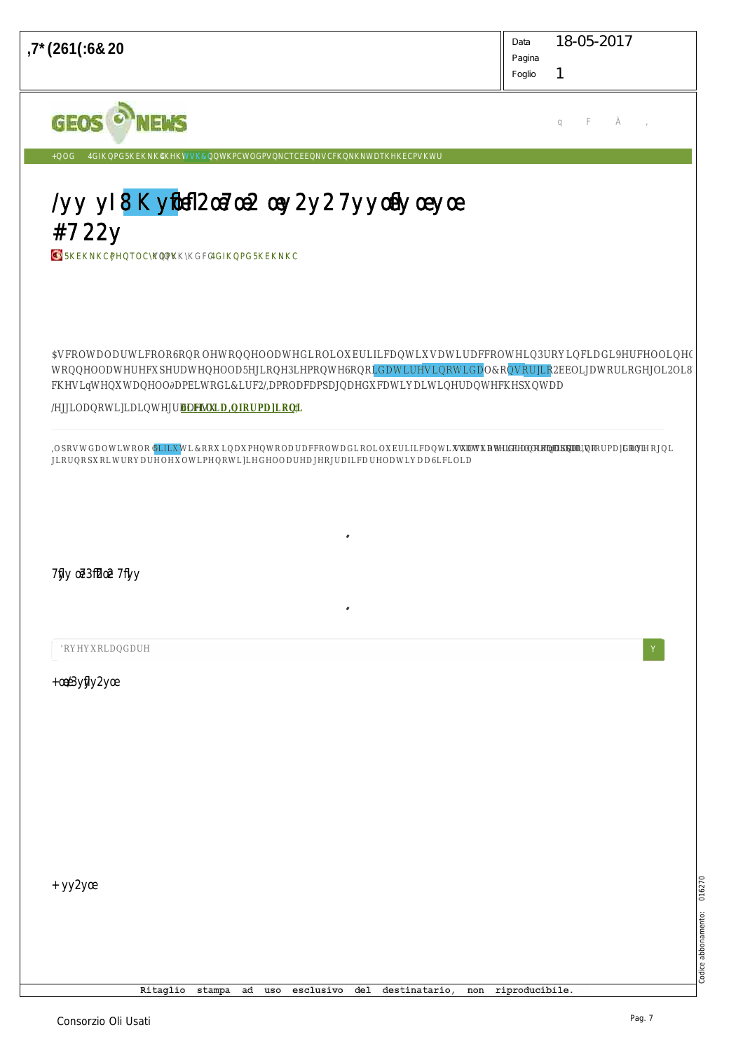Sicilia Informazioni · Regione Sicilia

Ascolta l'articolo Sono le tonnellate di olio lubrificanti usati raccolte in Provincia di Vercelli nel … tonnellate recuperate nella Regione Piemonte. Sono i dati resi noti dal Consorzio Obbligatorio degli Oli U… che si è tenuta nell'ambito di CircOLIamo, la campagna educativa itinerante che punta a…

Leggi la notizia integrale su: Sicilia Informazioni

Il post dal titolo: «… in aumento la raccolta di olio lubrificanti usati …» sembra essere il primo su Sicilia Informazioni. Ogni giorno puoi trovare le ultime notizie dell'area geografica relativa a Sicilia.

Dove vuoi andare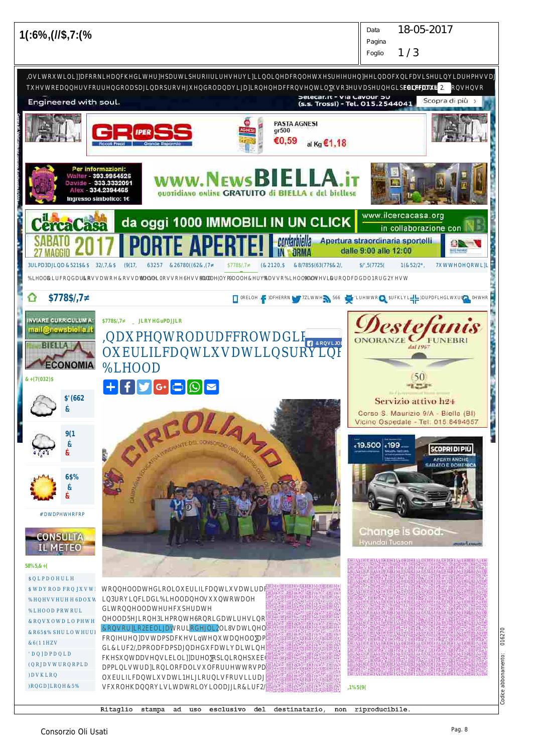# 1(:6%,(//$,7:(%

,OLWRXWLOL]]DFRRNLHDQFKHGLWHU]HSDUWLSHURIIULUHVHUYL]LLQLQHDFRQOHWXHSUHIHUHQ]HLQDQFKHLQFDVLSHUVLQYLDUHPHVVD TXHVWREDQQHUFRQWLQXDQGRODQDYLJD]LRQHDFRQVHQWLDOOXVRGHLFRRNLH

Engineered with soul.

Selecar.it - Via Cavour 50 (s.s. Trossi) - Tel. 015.2544041 Scopra di più

GROSS IPER — Piccoli Prezzi — Grande Risparmio

PASTA AGNESI gr500 €0,59 al Kg €1,18

Per informazioni: Walter - 393.9954528 Davide - 333.3332091 Alex - 334.2394465 Ingresso simbolico: 1€

www.NewsBIELLA.it — QUOTIDIANO ONLINE GRATUITO DI BIELLA E DEL BIELLESE

Il CercaCasa da oggi 1000 IMMOBILI IN UN CLICK — www.ilcercacasa.org in collaborazione con

SABATO 27 MAGGIO 2017 PORTE APERTE! cordarbiella IN FORMA Apertura straordinaria sportelli dalle 9:00 alle 12:00

## $778$/,7≠

INVIARE CURRICULUM A: mail@newsbiella.it

BIELLA ECONOMIA

$778$/,7≠ | JLRYHGuPDJJLR

# ,QDXPHQWRODUDFFROWDGLF... OXEULILFDQWLXVDWLLQSURYLQFL... %LHOOD

Destefanis ONORANZE FUNEBRI dal 1967 — Servizio attivo h24 — Corso S. Maurizio 9/A - Biella (BI) Vicino Ospedale - Tel. 015 8484657

€19.500 €199 SCOPRI DI PIÙ — APERTI ANCHE SABATO E DOMENICA — Change is Good. Hyundai Tucson

WRQQHOODWHGLROLROXEULILFDQWLXVDWLUDF... LQ3URYLQFLDGL%LHOODQHOVXXQWRWDOH GLWRQQHOODWHUHFXSHUDWH QHOOD5HJLRQH3LHPRQWHSHUNRQWRGHOFRQ &RQVRU]LR2EEOLJDWRULRGHJOL2OL8VDWLPHQ FRQIHUHQ]DVWDPSDFKHVLqWHQXWDQHOOD DL&LUF2/,DPRDOFDPSRJJLRQDWHDFDYLDLH FKHSXQWDDVHQVLELOL]]DUHOoRSLQLRQHSXEE DPPLQLVWUD]LRQLORFDOLVXOOoUREELHWWRD OXEULILFDQWLXVDWL1HLFLQTXHDQQLGLFRUVL VFXROHKDQQRYLVLWDWRLOYLOODJJLRG&LUF/

Ritaglio stampa ad uso esclusivo del destinatario, non riproducibile.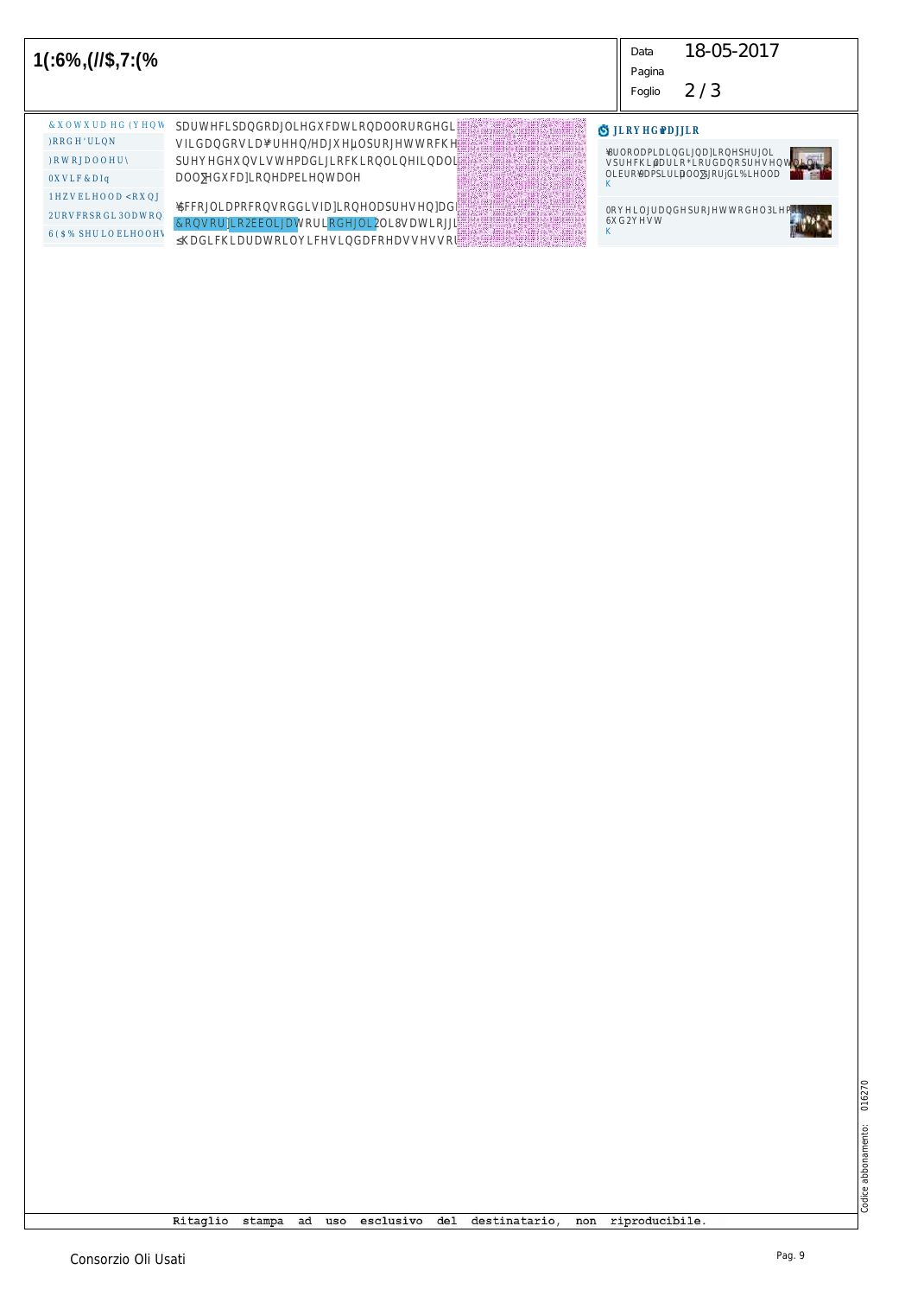# 1(:6%,(//$,7:(%

| | |
|---|---|
| Data | 18-05-2017 |
| Pagina | |
| Foglio | 2 / 3 |

- &XOWXUD HG (YHQW
- )RRG'ULQN
- )RWRJDOOHU\
- 0XVLF&DIq
- 1HZVEHOOD <RXQJ
- 2URVFRSRGL 3DQWRQ
- 6($% SHUL ELHOOHV

SDUWHFLSDQGRDOJLRLHGXFDWLRQDOORURGHGL VILGDQGRVLD¥UHHQ/HDJXHLOSURJHWWRFKH SUHYHGHXQVLVWHPDGLJLRFKLRQOLQHILQDOL DOO∑HGXFD]LRQHDPELHQWDOH

¥FFRJOLDPRFRQVRGGLVIJD]LRQHODSUHVHQ]DGL &RQVRU]LR2EEOLJDWRULRGHJOL2OL8VDWLRJJL ≤KDGLFKLDUDWRLOYLFHVLQGDFRHDVVHVVRU

## JLRYHG¶PDJJLR

¥8OORDODPLDLQGLJQD]LRQHSHUJLO VSUHFKLL@DUiR*LRUGDQRSUHVHQWL OLEUR¥DPSLULLDOO∑JRUjGL%LHOOD
K

0RYHLOJUDQGHSURJHWWRGHO3LHP 6XG2YHVW
K

Ritaglio stampa ad uso esclusivo del destinatario, non riproducibile.

Codice abbonamento: 016270

Consorzio Oli Usati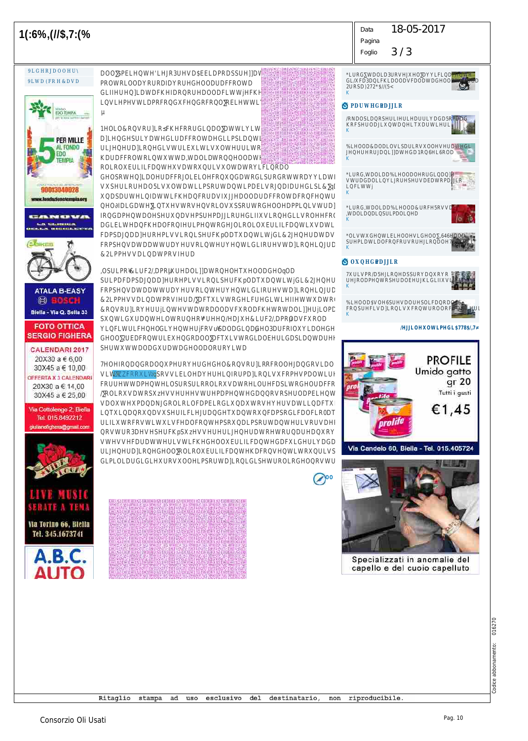# 1(:6%,(//$,7:(%

Data 18-05-2017
Pagina
Foglio 3 / 3

9LGHRJDOOHU\
9LWD (FRH&DVD

DOO∑PEL HQWH'LDJR3UHVD$EELDPRDSSUHJ]DW
PROWRLOOD\ RURDIYRUHGHOODFDFFROWD
GLIIHUHQ]LDWDFKHDRQRUHDOOD FLWWjGHFK
LQVLHPHVWLDPRFRQGXFHQGRFRQ∑ELHWWL
µ

1HLOL&RQVRU]LR≤FKHFRRUGLQDO∑DWWLYLW
D]LHQGHSULYDWHGLUDFFROWDHGLIELPSLDQW
UIJHQHUD]LRQHGLVWULEXLWLVXOWHUULWR
KDUDFFROWRLQWXWWD,WDOLDROWUHRQQHOODWH
ROLROXEULILFDQWHXVDWRXQLIRUPLWDWRYLFLQDO
GHSORPHWR]]DOHDFFROWRLQFROXGHGDWR
VXSHULRUHDOO5LVXOWDWLIPSRUWDQWLPDEL
XQDSDUWHLQIDWWLFKHDQFRUDVIXJJHDOODFD
QHOaLDIDGHT∑TXHVWRVHQRLOVXSSRUWRGHO
IRQGDPHQWDOHSHUXQDVHPSUHPDJJLRUH
DGLELWDQHFKHDFRQIHULVFRQRGHLROLROXE
FDPSDJQDD]HURHPLVVLRQLSHUFKpDQFKH
FRPSHQVDWDDWWUDYHUVRLQWHUYHQWLGLIRU
&2LOPHVVDLQDWPRVIHUD

,OSULPR&LUF2/,WRUQHUj]DWRQHTXHOOD
SULPDFDPSDJQD]HURHPLVVLRQLSHUFKp
FRPSHQVDWDDWWUDYHUVRLQWHUYHQWLGLIRU
&2LOPHVVDLQDWPRVIHUD∑FFXQDWH
&RQVRU]LRYHUUjQLQWHVWDWRDOODVFXRODFK
SXQWLGLUDFFROWDLWLQHUDQWHZHHNHQG
YLQFLWULFHGHOGLYHQWHUJRFRVSDUQDGL
GHOO∑RUEDFRQWULEXWRDOOD∑FFXQDDO

7HOHIRQRGDGXQDPHURYHUGHGHO&RQVRU]LRFROOHJDQGRVL
VLWRZZZFRRXLW∑SRVVLELOHDYHUHLQIRUPD]LRQLVXFRPHVPDOWLUH
FRUUHWWDPHQWHLOSURSULRROLRXVDWRHLOHFDSLWRGHOODUDFF
/∑ROLRXVDWRSXzHVVHUHVWHUHPHQWHGDQQRVRSHUVRQDOPHQWH
VDOXWHXPDQDNGROLRLOUDFFROWRUHEDQFDWR
LQTXLQDQRXQDVXSHUILFLHJUDQGHTXDQWRXQDFDPSRGLFDOFLR
ULIRUQLWRFRVWLWXLVFHDOFRQWHPSRUDQHDPHQWHXQDULVRUVDHFRQRPLFD
QRVWURP3DHVHFKpSHUPHWWHGLULJHQHUDUHDQFRUD
VVHVFDUDWHFKHGHOOXEULILFDQWHGDFXLGHULYDGDJHQHUD]LRQHGHOOROLROXEULILFDQWHKD
GLPLOLDUGLGLHXURVXOOHLPSRUWD]LRQLGLSHWUROLRGHOQRVWUR

*LRUQDWD3URYHUEHGHOOD(VFDUQD&LXQDGLDLOLDFDFFDWDGHO
2URSD)2772*$//(5<

$WWXDOLWj

/LDND&DQRSHIUHLHUEHGUDGR5RUDD KRSHUDOLQDDQDHQDUIDOH

%LHOOD&DDODIRDSDUROHVHUVHDWH JHRHUJRDLR]DWHD1RDH6ROD

*LRUQDWDD%LHOODHOHUGDQRIL VWUDGDOOLHQJRUHSHUVDEDWDPRGLR LQFLWWj

*LRUQDWDD%LHOODEHURFKH5RVVR WDOLDQDQDLPSDOPDOHQD

*LDVWXGHQWLELEOHLVJHOO646HDOO SHUIDUHWDLOGDFRQFRUVRUHJLRQDOH7

0XQHGLOR]]LR

7XULVPR5HJLRQHDSSURYDQXRYR UHJRODPHQWRSHUVWDEHUJKLGIILWHV

%LHOOD$VVHSEUHDSLFDOLFRQDL FRQSUHFDUD]LRQLVXFRQWUROOR

/HJJLOHWXWWLOHPHGLD$778$/,7$

VLWR www.comun.it

Ritaglio stampa ad uso esclusivo del destinatario, non riproducibile.

Codice abbonamento: 016270

---

Fondazione Edo Tempia — 5 per mille al fondo Edo Tempia — 90013040028 — www.fondazionetempia.org

Canova

eBikes — ATALA B-EASY BOSCH — Biella - Via Q. Sella 33

FOTO OTTICA SERGIO FIGHERA
CALENDARI 2017
20X30 a € 6,00
30X45 a € 10,00
OFFERTA X 3 CALENDARI
20X30 a € 14,00
30X45 a € 25,00
Via Cottolengo 2, Biella
Tel. 015.8492212
giulianofighera@gmail.com

LIVE MUSIC SERATE A TEMA
Via Torino 66, Biella
Tel. 345.1673741

A.B.C. AUTO

PROFILE
Umido gatto
gr 20
Tutti i gusti
€1,45
Via Candelo 60, Biella - Tel. 015.405724

Specializzati in anomalie del capello e del cuoio capelluto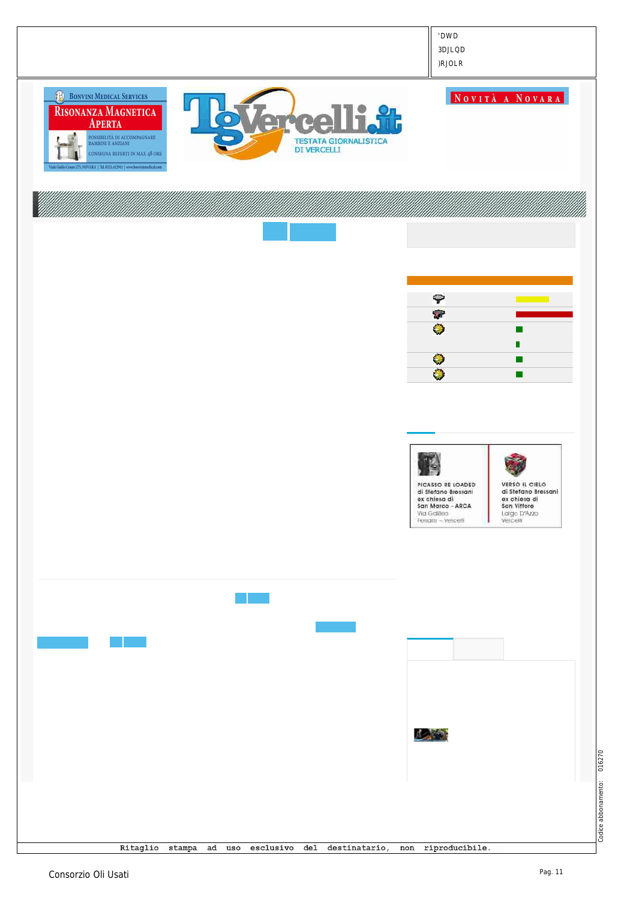RISONANZA MAGNETICA APERTA

POSSIBILITÀ DI ACCOMPAGNARE BAMBINI E ANZIANI

CONSEGNA REFERTI IN MAX 48 ORE

TgVercelli.it

TESTATA GIORNALISTICA DI VERCELLI

NOVITÀ A NOVARA

PICASSO RE LOADED di Stefano Bressani ex chiesa di San Marco - ARCA Via Galileo Ferraris – Vercelli

VERSO IL CIELO di Stefano Bressani ex chiesa di San Vittore Largo D'Azzo Vercelli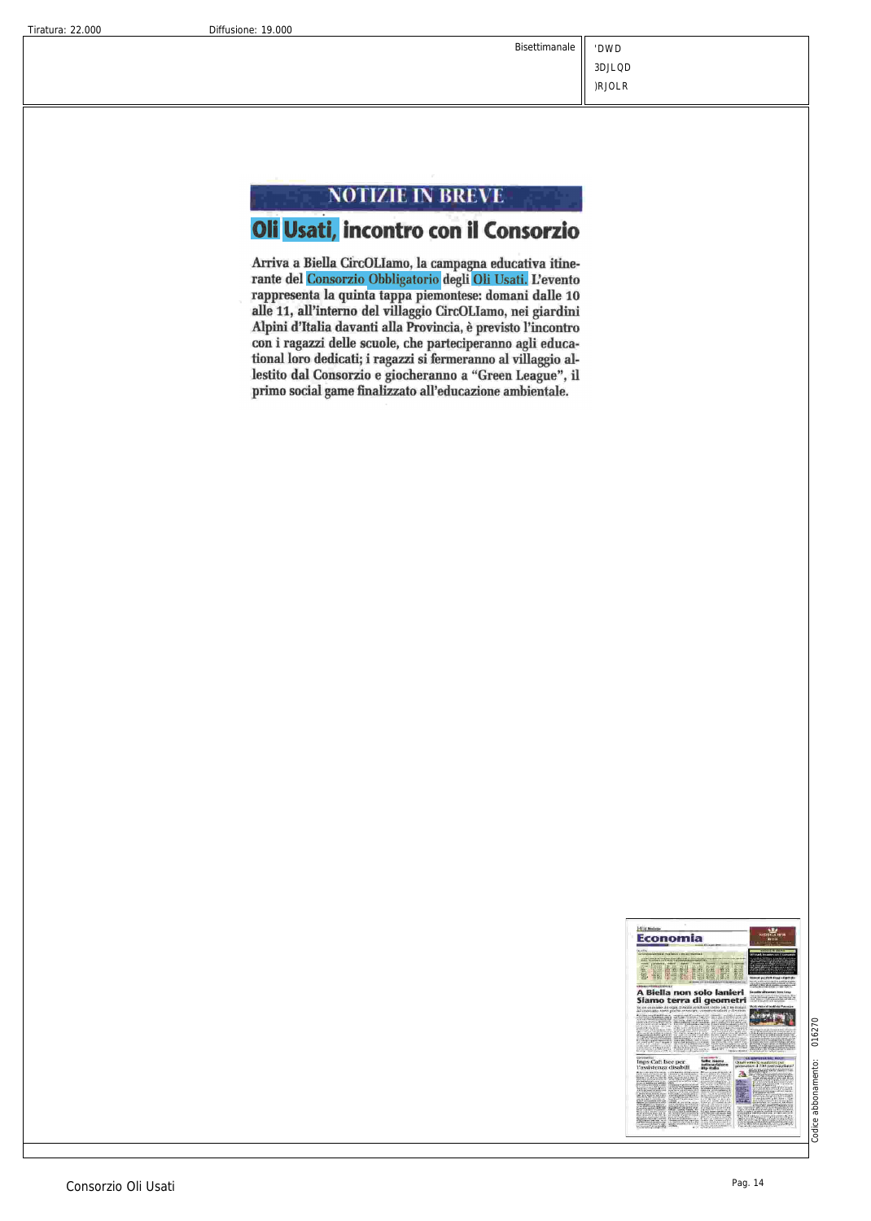Tiratura: 22.000 Diffusione: 19.000

Bisettimanale

## NOTIZIE IN BREVE

# Oli Usati, incontro con il Consorzio

Arriva a Biella CircOLIamo, la campagna educativa itinerante del Consorzio Obbligatorio degli Oli Usati. L'evento rappresenta la quinta tappa piemontese: domani dalle 10 alle 11, all'interno del villaggio CircOLIamo, nei giardini Alpini d'Italia davanti alla Provincia, è previsto l'incontro con i ragazzi delle scuole, che parteciperanno agli educational loro dedicati; i ragazzi si fermeranno al villaggio allestito dal Consorzio e giocheranno a "Green League", il primo social game finalizzato all'educazione ambientale.

Codice abbonamento: 016270

Consorzio Oli Usati